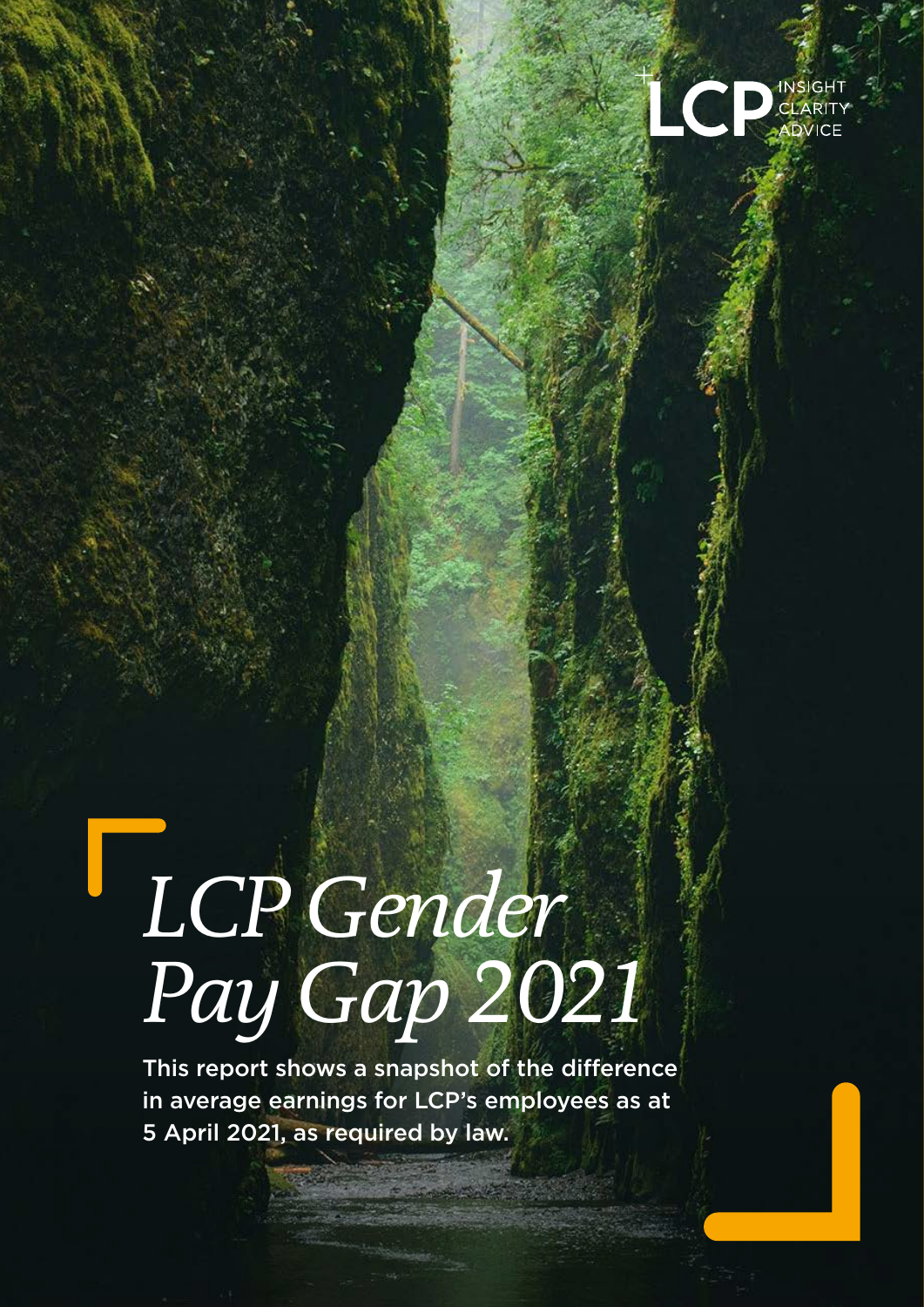LCP INSIGHT CLARITY ADVICE

# *LCP Gender Pay Gap 2021*

**This report shows a snapshot of the difference in average earnings for LCP's employees as at 5 April 2021, as required by law.**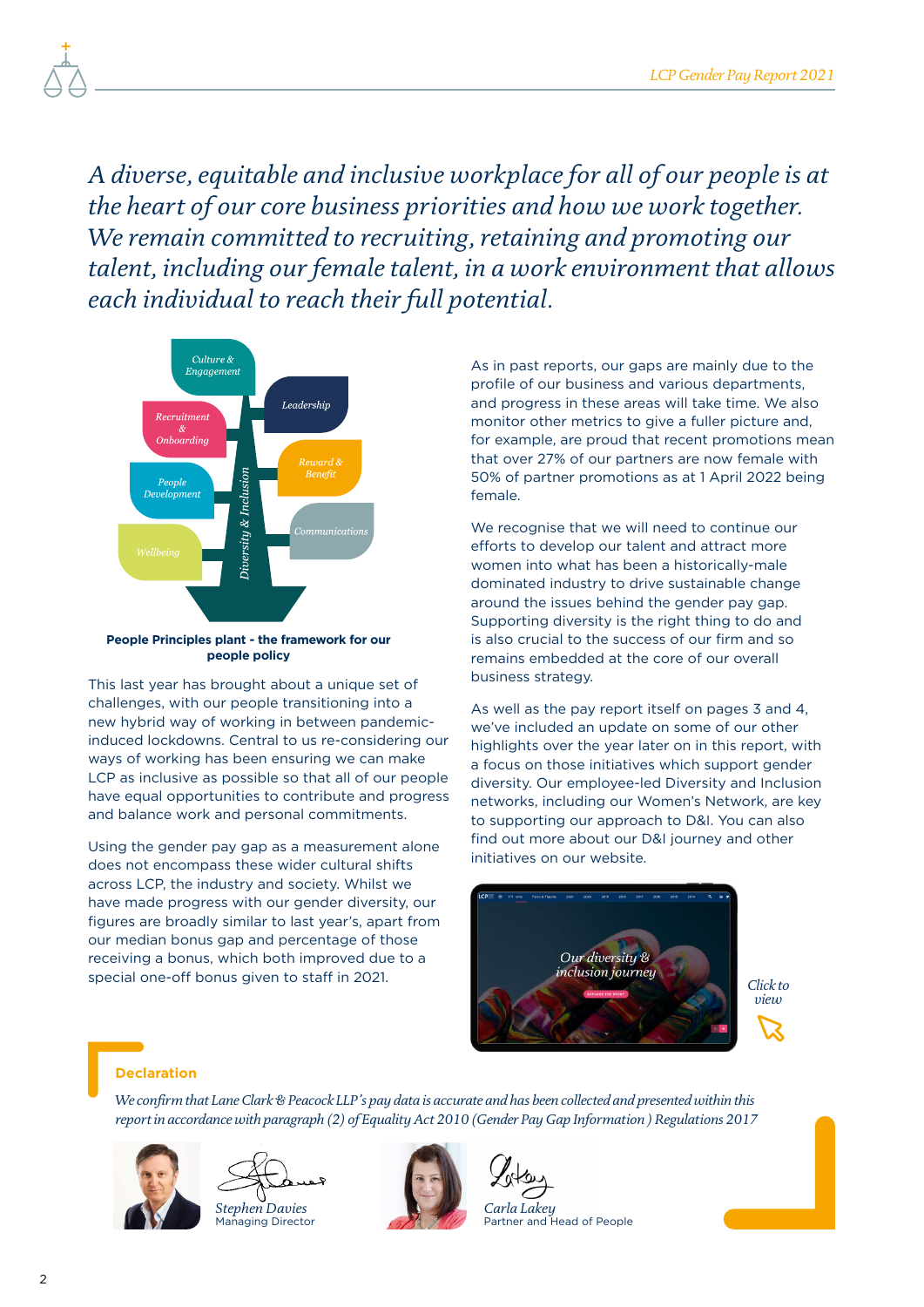*A diverse, equitable and inclusive workplace for all of our people is at the heart of our core business priorities and how we work together. We remain committed to recruiting, retaining and promoting our talent, including our female talent, in a work environment that allows each individual to reach their full potential.*

Culture & Engagement

Leadership

Recruitment & Onboarding

Reward & Benefit

People Development

Communications

Wellbeing

Diversity & Inclusion

**People Principles plant - the framework for our people policy**

This last year has brought about a unique set of challenges, with our people transitioning into a new hybrid way of working in between pandemic-induced lockdowns. Central to us re-considering our ways of working has been ensuring we can make LCP as inclusive as possible so that all of our people have equal opportunities to contribute and progress and balance work and personal commitments.

Using the gender pay gap as a measurement alone does not encompass these wider cultural shifts across LCP, the industry and society. Whilst we have made progress with our gender diversity, our figures are broadly similar to last year's, apart from our median bonus gap and percentage of those receiving a bonus, which both improved due to a special one-off bonus given to staff in 2021.

As in past reports, our gaps are mainly due to the profile of our business and various departments, and progress in these areas will take time. We also monitor other metrics to give a fuller picture and, for example, are proud that recent promotions mean that over 27% of our partners are now female with 50% of partner promotions as at 1 April 2022 being female.

We recognise that we will need to continue our efforts to develop our talent and attract more women into what has been a historically-male dominated industry to drive sustainable change around the issues behind the gender pay gap. Supporting diversity is the right thing to do and is also crucial to the success of our firm and so remains embedded at the core of our overall business strategy.

As well as the pay report itself on pages 3 and 4, we've included an update on some of our other highlights over the year later on in this report, with a focus on those initiatives which support gender diversity. Our employee-led Diversity and Inclusion networks, including our Women's Network, are key to supporting our approach to D&I. You can also find out more about our D&I journey and other initiatives on our website.

*Our diversity & inclusion journey*

*Click to view*

## Declaration

*We confirm that Lane Clark & Peacock LLP's pay data is accurate and has been collected and presented within this report in accordance with paragraph (2) of Equality Act 2010 (Gender Pay Gap Information ) Regulations 2017*

*Stephen Davies*
Managing Director

*Carla Lakey*
Partner and Head of People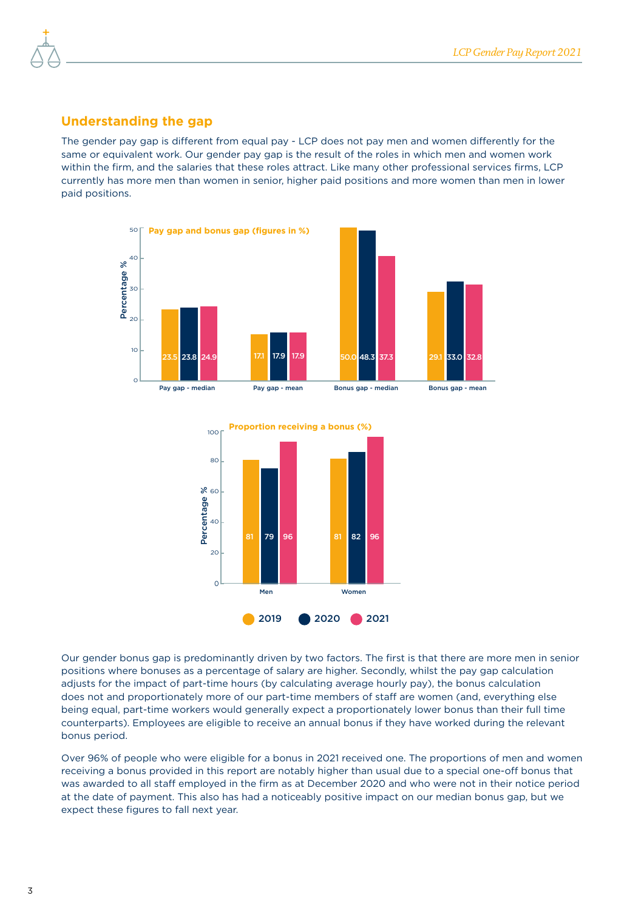## Understanding the gap

The gender pay gap is different from equal pay - LCP does not pay men and women differently for the same or equivalent work. Our gender pay gap is the result of the roles in which men and women work within the firm, and the salaries that these roles attract. Like many other professional services firms, LCP currently has more men than women in senior, higher paid positions and more women than men in lower paid positions.

**Pay gap and bonus gap (figures in %)**

| | 2019 | 2020 | 2021 |
|---|---|---|---|
| Pay gap - median | 23.5 | 23.8 | 24.9 |
| Pay gap - mean | 17.1 | 17.9 | 17.9 |
| Bonus gap - median | 50.0 | 48.3 | 37.3 |
| Bonus gap - mean | 29.1 | 33.0 | 32.8 |

**Proportion receiving a bonus (%)**

| | 2019 | 2020 | 2021 |
|---|---|---|---|
| Men | 81 | 79 | 96 |
| Women | 81 | 82 | 96 |

Our gender bonus gap is predominantly driven by two factors. The first is that there are more men in senior positions where bonuses as a percentage of salary are higher. Secondly, whilst the pay gap calculation adjusts for the impact of part-time hours (by calculating average hourly pay), the bonus calculation does not and proportionately more of our part-time members of staff are women (and, everything else being equal, part-time workers would generally expect a proportionately lower bonus than their full time counterparts). Employees are eligible to receive an annual bonus if they have worked during the relevant bonus period.

Over 96% of people who were eligible for a bonus in 2021 received one. The proportions of men and women receiving a bonus provided in this report are notably higher than usual due to a special one-off bonus that was awarded to all staff employed in the firm as at December 2020 and who were not in their notice period at the date of payment. This also has had a noticeably positive impact on our median bonus gap, but we expect these figures to fall next year.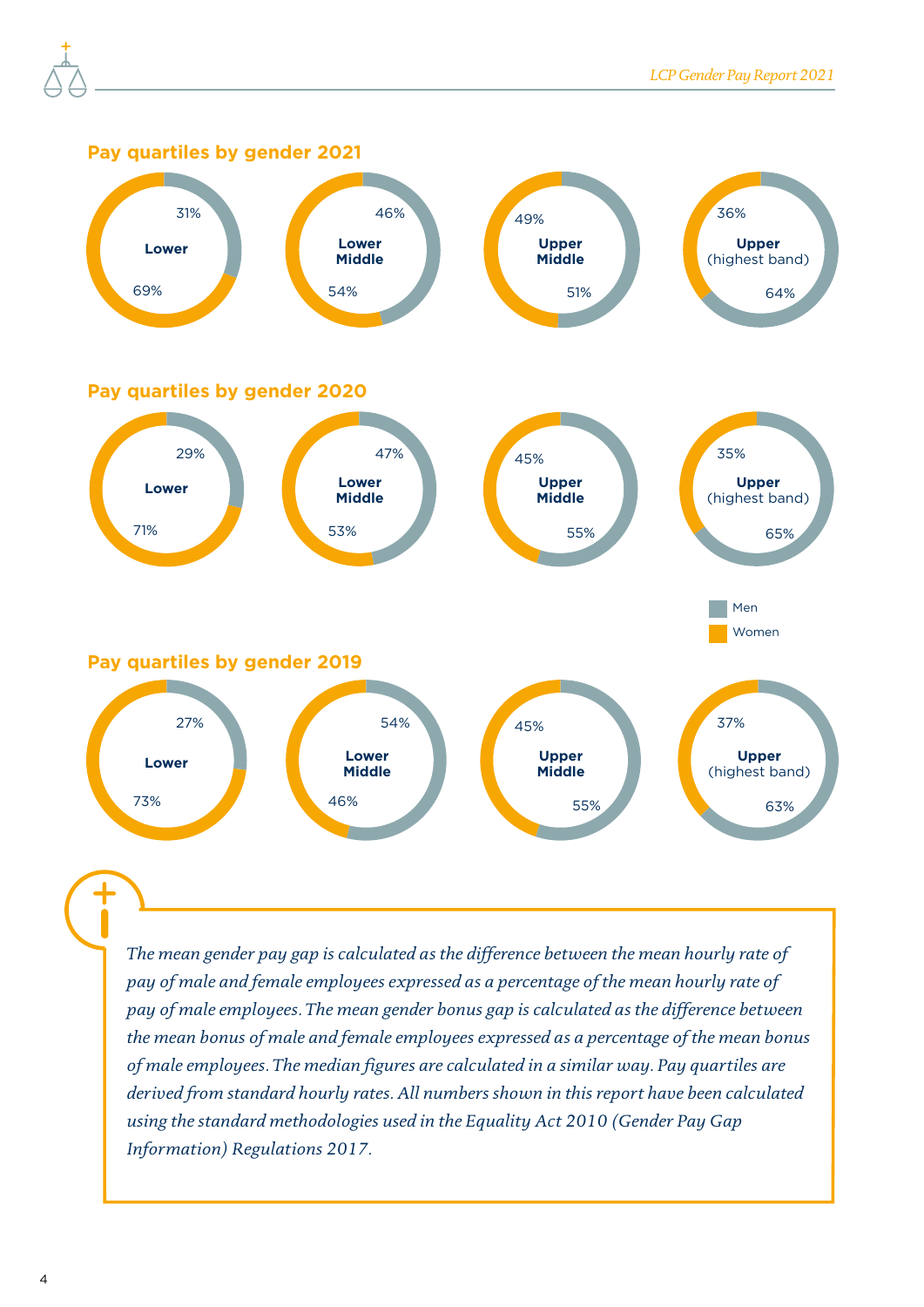## Pay quartiles by gender 2021

| Quartile | Men | Women |
|---|---|---|
| Lower | 31% | 69% |
| Lower Middle | 46% | 54% |
| Upper Middle | 51% | 49% |
| Upper (highest band) | 64% | 36% |

## Pay quartiles by gender 2020

| Quartile | Men | Women |
|---|---|---|
| Lower | 29% | 71% |
| Lower Middle | 47% | 53% |
| Upper Middle | 55% | 45% |
| Upper (highest band) | 65% | 35% |

Men
Women

## Pay quartiles by gender 2019

| Quartile | Men | Women |
|---|---|---|
| Lower | 27% | 73% |
| Lower Middle | 54% | 46% |
| Upper Middle | 55% | 45% |
| Upper (highest band) | 63% | 37% |

*The mean gender pay gap is calculated as the difference between the mean hourly rate of pay of male and female employees expressed as a percentage of the mean hourly rate of pay of male employees. The mean gender bonus gap is calculated as the difference between the mean bonus of male and female employees expressed as a percentage of the mean bonus of male employees. The median figures are calculated in a similar way. Pay quartiles are derived from standard hourly rates. All numbers shown in this report have been calculated using the standard methodologies used in the Equality Act 2010 (Gender Pay Gap Information) Regulations 2017.*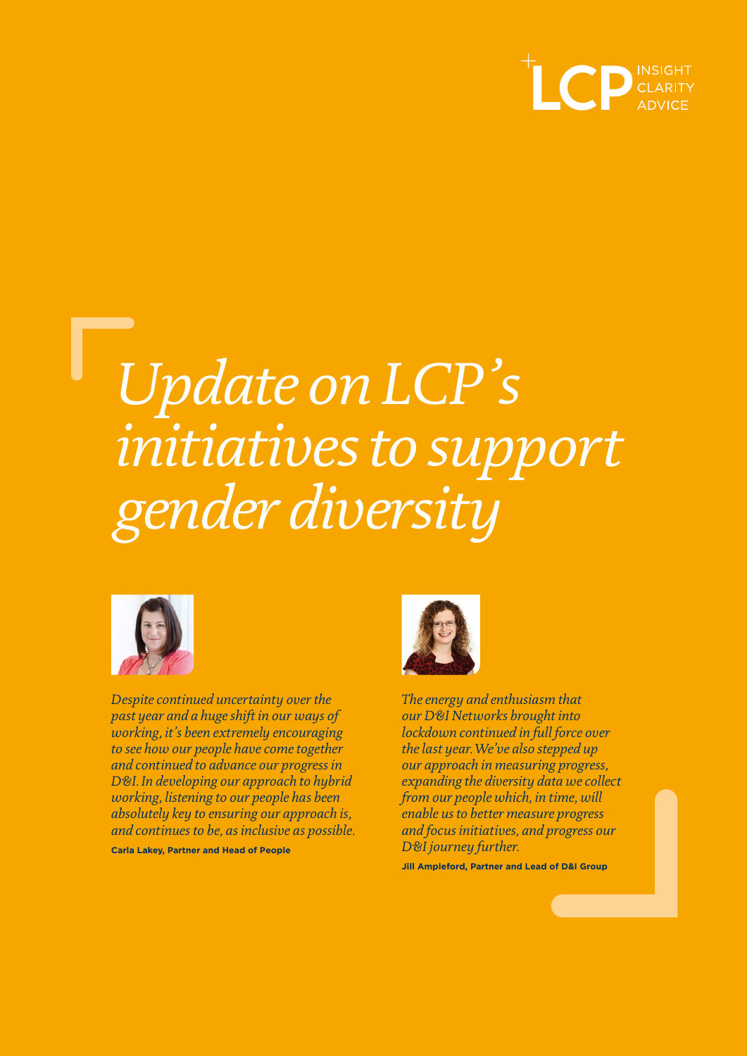# *Update on LCP's initiatives to support gender diversity*

*Despite continued uncertainty over the past year and a huge shift in our ways of working, it's been extremely encouraging to see how our people have come together and continued to advance our progress in D&I. In developing our approach to hybrid working, listening to our people has been absolutely key to ensuring our approach is, and continues to be, as inclusive as possible.*

**Carla Lakey, Partner and Head of People**

*The energy and enthusiasm that our D&I Networks brought into lockdown continued in full force over the last year. We've also stepped up our approach in measuring progress, expanding the diversity data we collect from our people which, in time, will enable us to better measure progress and focus initiatives, and progress our D&I journey further.*

**Jill Ampleford, Partner and Lead of D&I Group**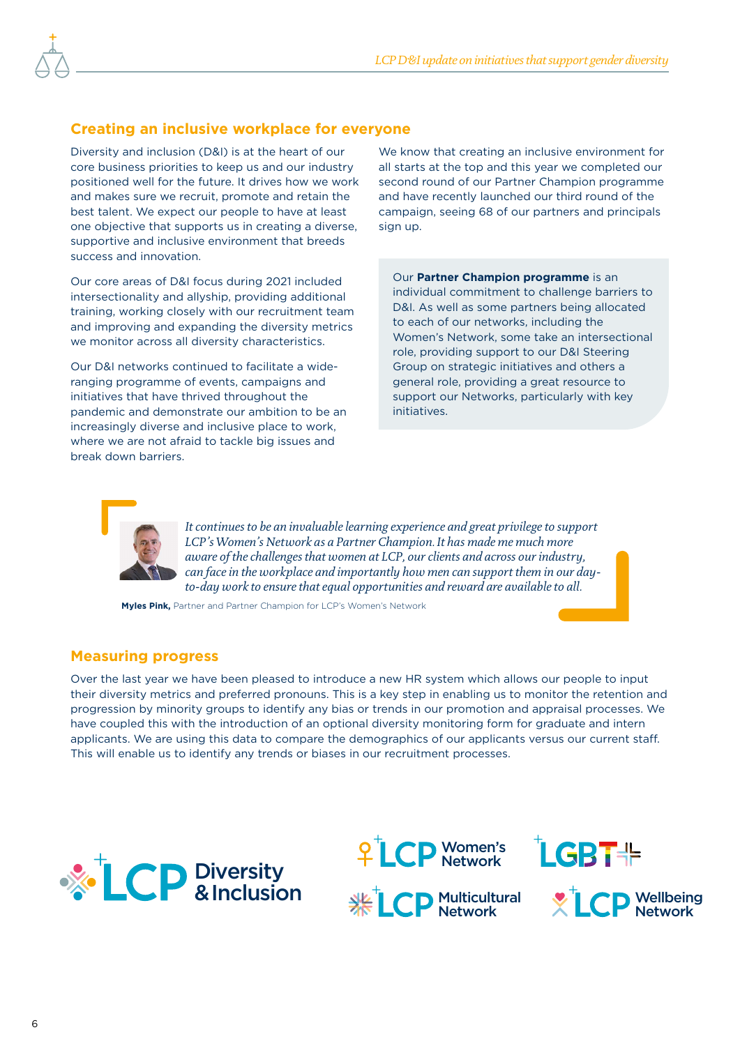## Creating an inclusive workplace for everyone

Diversity and inclusion (D&I) is at the heart of our core business priorities to keep us and our industry positioned well for the future. It drives how we work and makes sure we recruit, promote and retain the best talent. We expect our people to have at least one objective that supports us in creating a diverse, supportive and inclusive environment that breeds success and innovation.

Our core areas of D&I focus during 2021 included intersectionality and allyship, providing additional training, working closely with our recruitment team and improving and expanding the diversity metrics we monitor across all diversity characteristics.

Our D&I networks continued to facilitate a wide-ranging programme of events, campaigns and initiatives that have thrived throughout the pandemic and demonstrate our ambition to be an increasingly diverse and inclusive place to work, where we are not afraid to tackle big issues and break down barriers.

We know that creating an inclusive environment for all starts at the top and this year we completed our second round of our Partner Champion programme and have recently launched our third round of the campaign, seeing 68 of our partners and principals sign up.

Our **Partner Champion programme** is an individual commitment to challenge barriers to D&I. As well as some partners being allocated to each of our networks, including the Women's Network, some take an intersectional role, providing support to our D&I Steering Group on strategic initiatives and others a general role, providing a great resource to support our Networks, particularly with key initiatives.

> *It continues to be an invaluable learning experience and great privilege to support LCP's Women's Network as a Partner Champion. It has made me much more aware of the challenges that women at LCP, our clients and across our industry, can face in the workplace and importantly how men can support them in our day-to-day work to ensure that equal opportunities and reward are available to all.*
>
> **Myles Pink,** Partner and Partner Champion for LCP's Women's Network

## Measuring progress

Over the last year we have been pleased to introduce a new HR system which allows our people to input their diversity metrics and preferred pronouns. This is a key step in enabling us to monitor the retention and progression by minority groups to identify any bias or trends in our promotion and appraisal processes. We have coupled this with the introduction of an optional diversity monitoring form for graduate and intern applicants. We are using this data to compare the demographics of our applicants versus our current staff. This will enable us to identify any trends or biases in our recruitment processes.

LCP Diversity & Inclusion

LCP Women's Network

LCP LGBT+

LCP Multicultural Network

LCP Wellbeing Network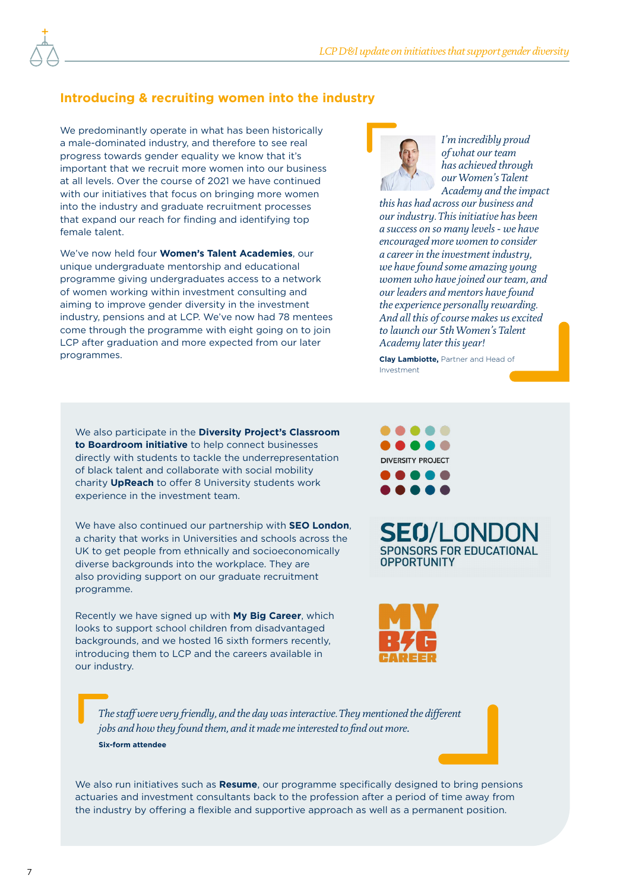## Introducing & recruiting women into the industry

We predominantly operate in what has been historically a male-dominated industry, and therefore to see real progress towards gender equality we know that it's important that we recruit more women into our business at all levels. Over the course of 2021 we have continued with our initiatives that focus on bringing more women into the industry and graduate recruitment processes that expand our reach for finding and identifying top female talent.

We've now held four **Women's Talent Academies**, our unique undergraduate mentorship and educational programme giving undergraduates access to a network of women working within investment consulting and aiming to improve gender diversity in the investment industry, pensions and at LCP. We've now had 78 mentees come through the programme with eight going on to join LCP after graduation and more expected from our later programmes.

> *I'm incredibly proud of what our team has achieved through our Women's Talent Academy and the impact this has had across our business and our industry. This initiative has been a success on so many levels - we have encouraged more women to consider a career in the investment industry, we have found some amazing young women who have joined our team, and our leaders and mentors have found the experience personally rewarding. And all this of course makes us excited to launch our 5th Women's Talent Academy later this year!*
>
> **Clay Lambiotte,** Partner and Head of Investment

We also participate in the **Diversity Project's Classroom to Boardroom initiative** to help connect businesses directly with students to tackle the underrepresentation of black talent and collaborate with social mobility charity **UpReach** to offer 8 University students work experience in the investment team.

We have also continued our partnership with **SEO London**, a charity that works in Universities and schools across the UK to get people from ethnically and socioeconomically diverse backgrounds into the workplace. They are also providing support on our graduate recruitment programme.

Recently we have signed up with **My Big Career**, which looks to support school children from disadvantaged backgrounds, and we hosted 16 sixth formers recently, introducing them to LCP and the careers available in our industry.

> *The staff were very friendly, and the day was interactive. They mentioned the different jobs and how they found them, and it made me interested to find out more.*
>
> **Six-form attendee**

We also run initiatives such as **Resume**, our programme specifically designed to bring pensions actuaries and investment consultants back to the profession after a period of time away from the industry by offering a flexible and supportive approach as well as a permanent position.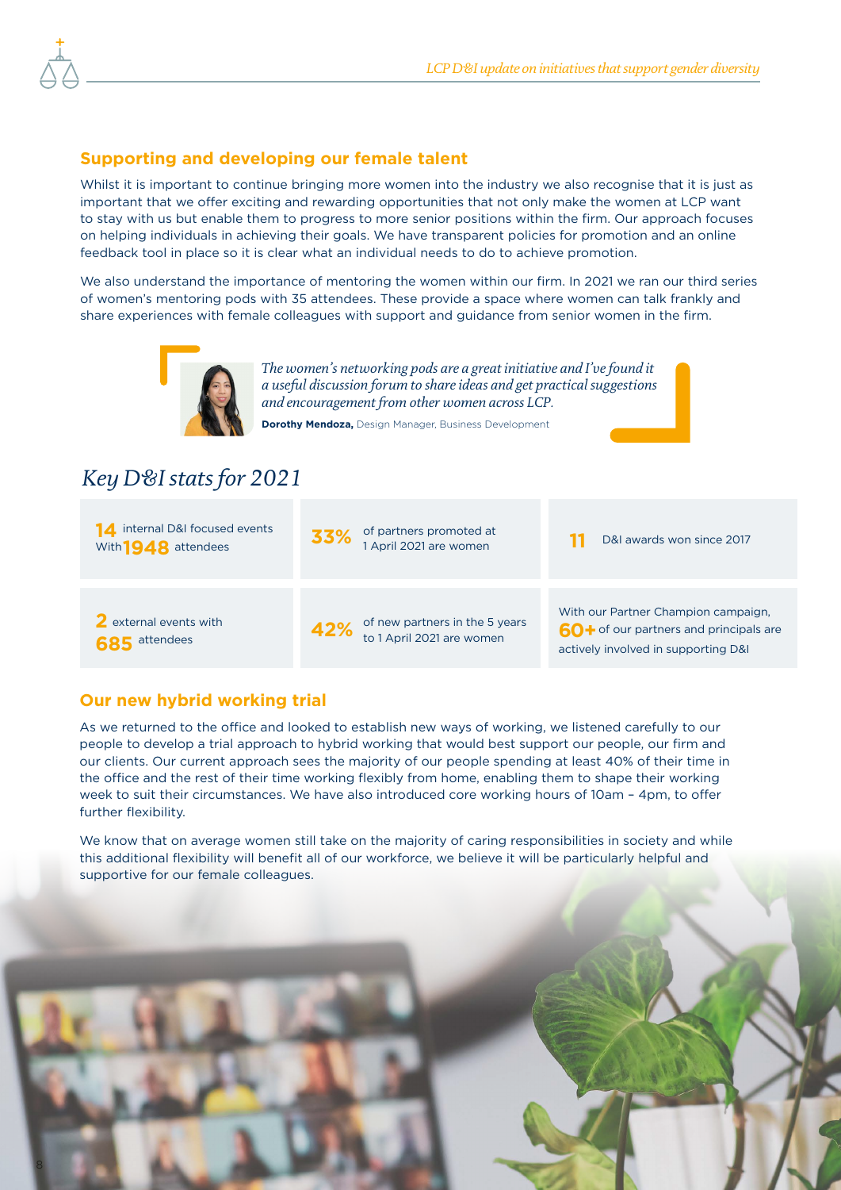## Supporting and developing our female talent

Whilst it is important to continue bringing more women into the industry we also recognise that it is just as important that we offer exciting and rewarding opportunities that not only make the women at LCP want to stay with us but enable them to progress to more senior positions within the firm. Our approach focuses on helping individuals in achieving their goals. We have transparent policies for promotion and an online feedback tool in place so it is clear what an individual needs to do to achieve promotion.

We also understand the importance of mentoring the women within our firm. In 2021 we ran our third series of women's mentoring pods with 35 attendees. These provide a space where women can talk frankly and share experiences with female colleagues with support and guidance from senior women in the firm.

> *The women's networking pods are a great initiative and I've found it a useful discussion forum to share ideas and get practical suggestions and encouragement from other women across LCP.*
>
> **Dorothy Mendoza,** Design Manager, Business Development

## *Key D&I stats for 2021*

| | | |
|---|---|---|
| **14** internal D&I focused events With **1948** attendees | **33%** of partners promoted at 1 April 2021 are women | **11** D&I awards won since 2017 |
| **2** external events with **685** attendees | **42%** of new partners in the 5 years to 1 April 2021 are women | With our Partner Champion campaign, **60+** of our partners and principals are actively involved in supporting D&I |

## Our new hybrid working trial

As we returned to the office and looked to establish new ways of working, we listened carefully to our people to develop a trial approach to hybrid working that would best support our people, our firm and our clients. Our current approach sees the majority of our people spending at least 40% of their time in the office and the rest of their time working flexibly from home, enabling them to shape their working week to suit their circumstances. We have also introduced core working hours of 10am – 4pm, to offer further flexibility.

We know that on average women still take on the majority of caring responsibilities in society and while this additional flexibility will benefit all of our workforce, we believe it will be particularly helpful and supportive for our female colleagues.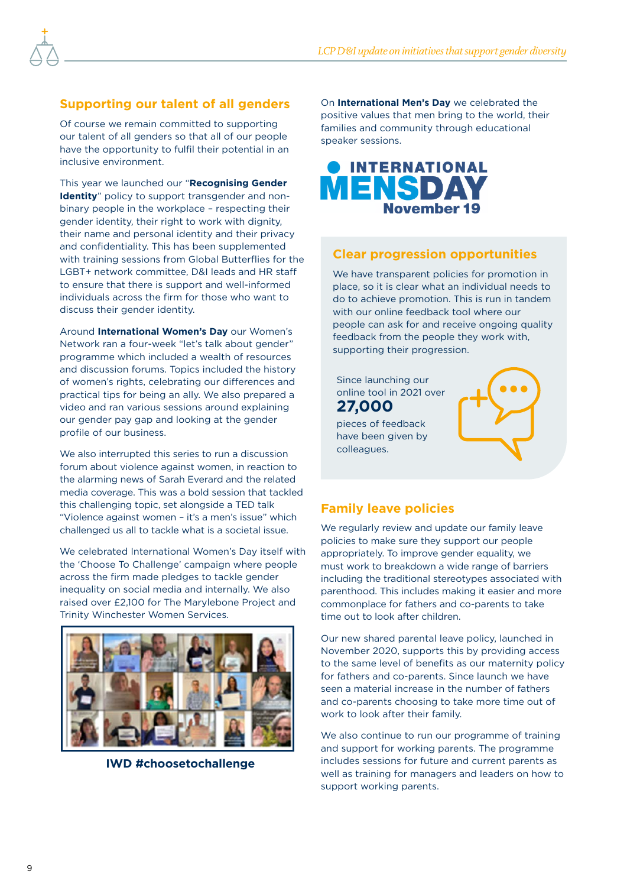## Supporting our talent of all genders

Of course we remain committed to supporting our talent of all genders so that all of our people have the opportunity to fulfil their potential in an inclusive environment.

This year we launched our "**Recognising Gender Identity**" policy to support transgender and non-binary people in the workplace – respecting their gender identity, their right to work with dignity, their name and personal identity and their privacy and confidentiality. This has been supplemented with training sessions from Global Butterflies for the LGBT+ network committee, D&I leads and HR staff to ensure that there is support and well-informed individuals across the firm for those who want to discuss their gender identity.

Around **International Women's Day** our Women's Network ran a four-week "let's talk about gender" programme which included a wealth of resources and discussion forums. Topics included the history of women's rights, celebrating our differences and practical tips for being an ally. We also prepared a video and ran various sessions around explaining our gender pay gap and looking at the gender profile of our business.

We also interrupted this series to run a discussion forum about violence against women, in reaction to the alarming news of Sarah Everard and the related media coverage. This was a bold session that tackled this challenging topic, set alongside a TED talk "Violence against women – it's a men's issue" which challenged us all to tackle what is a societal issue.

We celebrated International Women's Day itself with the 'Choose To Challenge' campaign where people across the firm made pledges to tackle gender inequality on social media and internally. We also raised over £2,100 for The Marylebone Project and Trinity Winchester Women Services.

**IWD #choosetochallenge**

On **International Men's Day** we celebrated the positive values that men bring to the world, their families and community through educational speaker sessions.

INTERNATIONAL MENSDAY November 19

## Clear progression opportunities

We have transparent policies for promotion in place, so it is clear what an individual needs to do to achieve promotion. This is run in tandem with our online feedback tool where our people can ask for and receive ongoing quality feedback from the people they work with, supporting their progression.

Since launching our online tool in 2021 over **27,000** pieces of feedback have been given by colleagues.

## Family leave policies

We regularly review and update our family leave policies to make sure they support our people appropriately. To improve gender equality, we must work to breakdown a wide range of barriers including the traditional stereotypes associated with parenthood. This includes making it easier and more commonplace for fathers and co-parents to take time out to look after children.

Our new shared parental leave policy, launched in November 2020, supports this by providing access to the same level of benefits as our maternity policy for fathers and co-parents. Since launch we have seen a material increase in the number of fathers and co-parents choosing to take more time out of work to look after their family.

We also continue to run our programme of training and support for working parents. The programme includes sessions for future and current parents as well as training for managers and leaders on how to support working parents.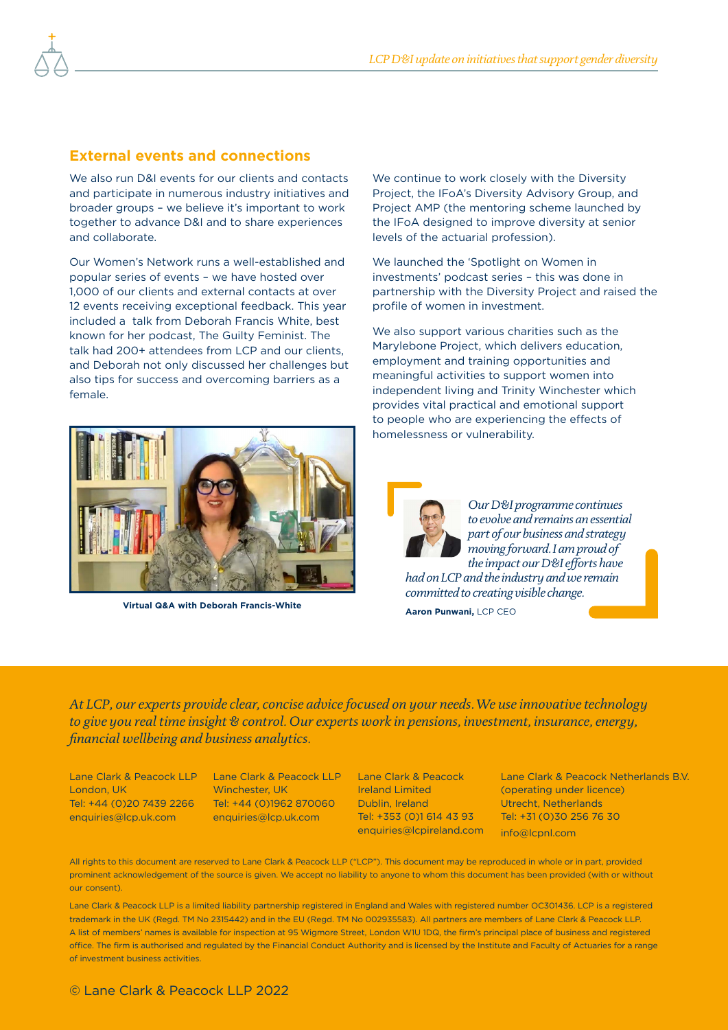## External events and connections

We also run D&I events for our clients and contacts and participate in numerous industry initiatives and broader groups – we believe it's important to work together to advance D&I and to share experiences and collaborate.

Our Women's Network runs a well-established and popular series of events – we have hosted over 1,000 of our clients and external contacts at over 12 events receiving exceptional feedback. This year included a talk from Deborah Francis White, best known for her podcast, The Guilty Feminist. The talk had 200+ attendees from LCP and our clients, and Deborah not only discussed her challenges but also tips for success and overcoming barriers as a female.

**Virtual Q&A with Deborah Francis-White**

We continue to work closely with the Diversity Project, the IFoA's Diversity Advisory Group, and Project AMP (the mentoring scheme launched by the IFoA designed to improve diversity at senior levels of the actuarial profession).

We launched the 'Spotlight on Women in investments' podcast series – this was done in partnership with the Diversity Project and raised the profile of women in investment.

We also support various charities such as the Marylebone Project, which delivers education, employment and training opportunities and meaningful activities to support women into independent living and Trinity Winchester which provides vital practical and emotional support to people who are experiencing the effects of homelessness or vulnerability.

> *Our D&I programme continues to evolve and remains an essential part of our business and strategy moving forward. I am proud of the impact our D&I efforts have had on LCP and the industry and we remain committed to creating visible change.*
>
> **Aaron Punwani,** LCP CEO

*At LCP, our experts provide clear, concise advice focused on your needs. We use innovative technology to give you real time insight & control. Our experts work in pensions, investment, insurance, energy, financial wellbeing and business analytics.*

Lane Clark & Peacock LLP
London, UK
Tel: +44 (0)20 7439 2266
enquiries@lcp.uk.com

Lane Clark & Peacock LLP
Winchester, UK
Tel: +44 (0)1962 870060
enquiries@lcp.uk.com

Lane Clark & Peacock Ireland Limited
Dublin, Ireland
Tel: +353 (0)1 614 43 93
enquiries@lcpireland.com

Lane Clark & Peacock Netherlands B.V. (operating under licence)
Utrecht, Netherlands
Tel: +31 (0)30 256 76 30
info@lcpnl.com

All rights to this document are reserved to Lane Clark & Peacock LLP ("LCP"). This document may be reproduced in whole or in part, provided prominent acknowledgement of the source is given. We accept no liability to anyone to whom this document has been provided (with or without our consent).

Lane Clark & Peacock LLP is a limited liability partnership registered in England and Wales with registered number OC301436. LCP is a registered trademark in the UK (Regd. TM No 2315442) and in the EU (Regd. TM No 002935583). All partners are members of Lane Clark & Peacock LLP. A list of members' names is available for inspection at 95 Wigmore Street, London W1U 1DQ, the firm's principal place of business and registered office. The firm is authorised and regulated by the Financial Conduct Authority and is licensed by the Institute and Faculty of Actuaries for a range of investment business activities.

© Lane Clark & Peacock LLP 2022